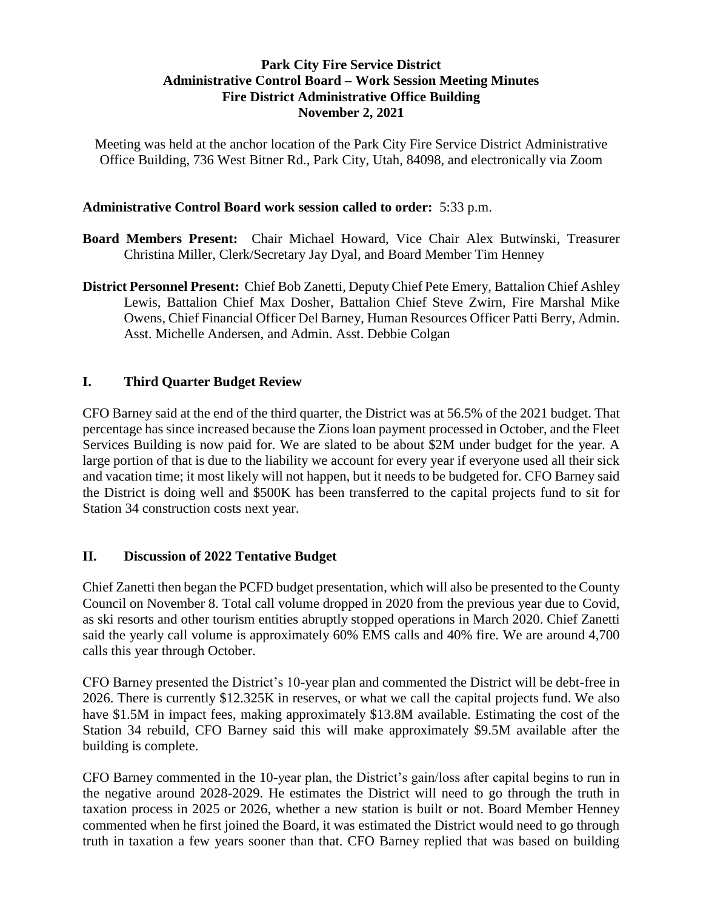# Park City Fire Service District
## Administrative Control Board – Work Session Meeting Minutes
## Fire District Administrative Office Building
## November 2, 2021

Meeting was held at the anchor location of the Park City Fire Service District Administrative Office Building, 736 West Bitner Rd., Park City, Utah, 84098, and electronically via Zoom

**Administrative Control Board work session called to order:** 5:33 p.m.

**Board Members Present:** Chair Michael Howard, Vice Chair Alex Butwinski, Treasurer Christina Miller, Clerk/Secretary Jay Dyal, and Board Member Tim Henney

**District Personnel Present:** Chief Bob Zanetti, Deputy Chief Pete Emery, Battalion Chief Ashley Lewis, Battalion Chief Max Dosher, Battalion Chief Steve Zwirn, Fire Marshal Mike Owens, Chief Financial Officer Del Barney, Human Resources Officer Patti Berry, Admin. Asst. Michelle Andersen, and Admin. Asst. Debbie Colgan

## I. Third Quarter Budget Review

CFO Barney said at the end of the third quarter, the District was at 56.5% of the 2021 budget. That percentage has since increased because the Zions loan payment processed in October, and the Fleet Services Building is now paid for. We are slated to be about $2M under budget for the year. A large portion of that is due to the liability we account for every year if everyone used all their sick and vacation time; it most likely will not happen, but it needs to be budgeted for. CFO Barney said the District is doing well and $500K has been transferred to the capital projects fund to sit for Station 34 construction costs next year.

## II. Discussion of 2022 Tentative Budget

Chief Zanetti then began the PCFD budget presentation, which will also be presented to the County Council on November 8. Total call volume dropped in 2020 from the previous year due to Covid, as ski resorts and other tourism entities abruptly stopped operations in March 2020. Chief Zanetti said the yearly call volume is approximately 60% EMS calls and 40% fire. We are around 4,700 calls this year through October.

CFO Barney presented the District's 10-year plan and commented the District will be debt-free in 2026. There is currently $12.325K in reserves, or what we call the capital projects fund. We also have $1.5M in impact fees, making approximately $13.8M available. Estimating the cost of the Station 34 rebuild, CFO Barney said this will make approximately $9.5M available after the building is complete.

CFO Barney commented in the 10-year plan, the District's gain/loss after capital begins to run in the negative around 2028-2029. He estimates the District will need to go through the truth in taxation process in 2025 or 2026, whether a new station is built or not. Board Member Henney commented when he first joined the Board, it was estimated the District would need to go through truth in taxation a few years sooner than that. CFO Barney replied that was based on building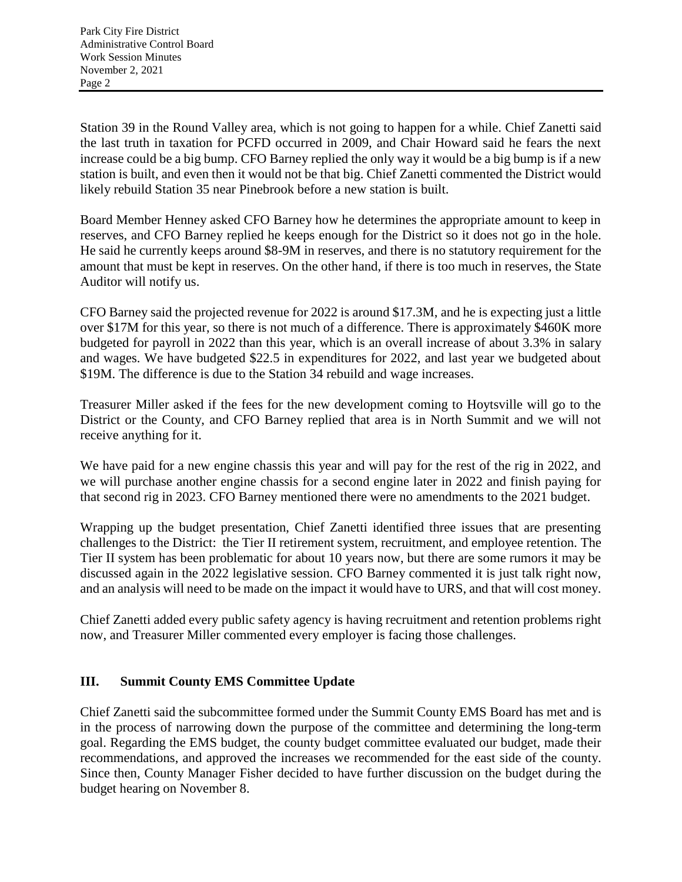Station 39 in the Round Valley area, which is not going to happen for a while. Chief Zanetti said the last truth in taxation for PCFD occurred in 2009, and Chair Howard said he fears the next increase could be a big bump. CFO Barney replied the only way it would be a big bump is if a new station is built, and even then it would not be that big. Chief Zanetti commented the District would likely rebuild Station 35 near Pinebrook before a new station is built.

Board Member Henney asked CFO Barney how he determines the appropriate amount to keep in reserves, and CFO Barney replied he keeps enough for the District so it does not go in the hole. He said he currently keeps around $8-9M in reserves, and there is no statutory requirement for the amount that must be kept in reserves. On the other hand, if there is too much in reserves, the State Auditor will notify us.

CFO Barney said the projected revenue for 2022 is around $17.3M, and he is expecting just a little over $17M for this year, so there is not much of a difference. There is approximately $460K more budgeted for payroll in 2022 than this year, which is an overall increase of about 3.3% in salary and wages. We have budgeted $22.5 in expenditures for 2022, and last year we budgeted about $19M. The difference is due to the Station 34 rebuild and wage increases.

Treasurer Miller asked if the fees for the new development coming to Hoytsville will go to the District or the County, and CFO Barney replied that area is in North Summit and we will not receive anything for it.

We have paid for a new engine chassis this year and will pay for the rest of the rig in 2022, and we will purchase another engine chassis for a second engine later in 2022 and finish paying for that second rig in 2023. CFO Barney mentioned there were no amendments to the 2021 budget.

Wrapping up the budget presentation, Chief Zanetti identified three issues that are presenting challenges to the District: the Tier II retirement system, recruitment, and employee retention. The Tier II system has been problematic for about 10 years now, but there are some rumors it may be discussed again in the 2022 legislative session. CFO Barney commented it is just talk right now, and an analysis will need to be made on the impact it would have to URS, and that will cost money.

Chief Zanetti added every public safety agency is having recruitment and retention problems right now, and Treasurer Miller commented every employer is facing those challenges.

## III. Summit County EMS Committee Update

Chief Zanetti said the subcommittee formed under the Summit County EMS Board has met and is in the process of narrowing down the purpose of the committee and determining the long-term goal. Regarding the EMS budget, the county budget committee evaluated our budget, made their recommendations, and approved the increases we recommended for the east side of the county. Since then, County Manager Fisher decided to have further discussion on the budget during the budget hearing on November 8.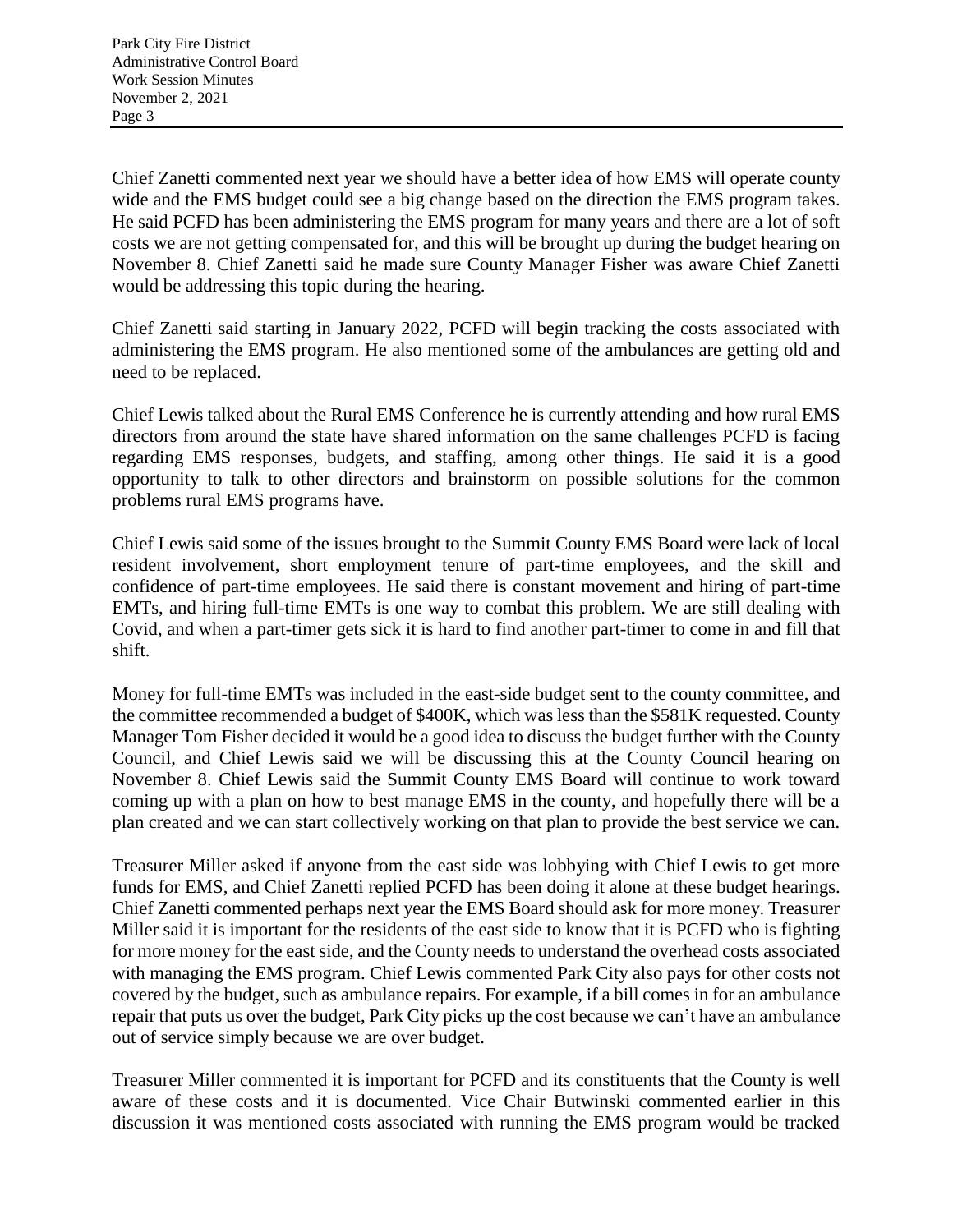Chief Zanetti commented next year we should have a better idea of how EMS will operate county wide and the EMS budget could see a big change based on the direction the EMS program takes. He said PCFD has been administering the EMS program for many years and there are a lot of soft costs we are not getting compensated for, and this will be brought up during the budget hearing on November 8. Chief Zanetti said he made sure County Manager Fisher was aware Chief Zanetti would be addressing this topic during the hearing.

Chief Zanetti said starting in January 2022, PCFD will begin tracking the costs associated with administering the EMS program. He also mentioned some of the ambulances are getting old and need to be replaced.

Chief Lewis talked about the Rural EMS Conference he is currently attending and how rural EMS directors from around the state have shared information on the same challenges PCFD is facing regarding EMS responses, budgets, and staffing, among other things. He said it is a good opportunity to talk to other directors and brainstorm on possible solutions for the common problems rural EMS programs have.

Chief Lewis said some of the issues brought to the Summit County EMS Board were lack of local resident involvement, short employment tenure of part-time employees, and the skill and confidence of part-time employees. He said there is constant movement and hiring of part-time EMTs, and hiring full-time EMTs is one way to combat this problem. We are still dealing with Covid, and when a part-timer gets sick it is hard to find another part-timer to come in and fill that shift.

Money for full-time EMTs was included in the east-side budget sent to the county committee, and the committee recommended a budget of $400K, which was less than the $581K requested. County Manager Tom Fisher decided it would be a good idea to discuss the budget further with the County Council, and Chief Lewis said we will be discussing this at the County Council hearing on November 8. Chief Lewis said the Summit County EMS Board will continue to work toward coming up with a plan on how to best manage EMS in the county, and hopefully there will be a plan created and we can start collectively working on that plan to provide the best service we can.

Treasurer Miller asked if anyone from the east side was lobbying with Chief Lewis to get more funds for EMS, and Chief Zanetti replied PCFD has been doing it alone at these budget hearings. Chief Zanetti commented perhaps next year the EMS Board should ask for more money. Treasurer Miller said it is important for the residents of the east side to know that it is PCFD who is fighting for more money for the east side, and the County needs to understand the overhead costs associated with managing the EMS program. Chief Lewis commented Park City also pays for other costs not covered by the budget, such as ambulance repairs. For example, if a bill comes in for an ambulance repair that puts us over the budget, Park City picks up the cost because we can't have an ambulance out of service simply because we are over budget.

Treasurer Miller commented it is important for PCFD and its constituents that the County is well aware of these costs and it is documented. Vice Chair Butwinski commented earlier in this discussion it was mentioned costs associated with running the EMS program would be tracked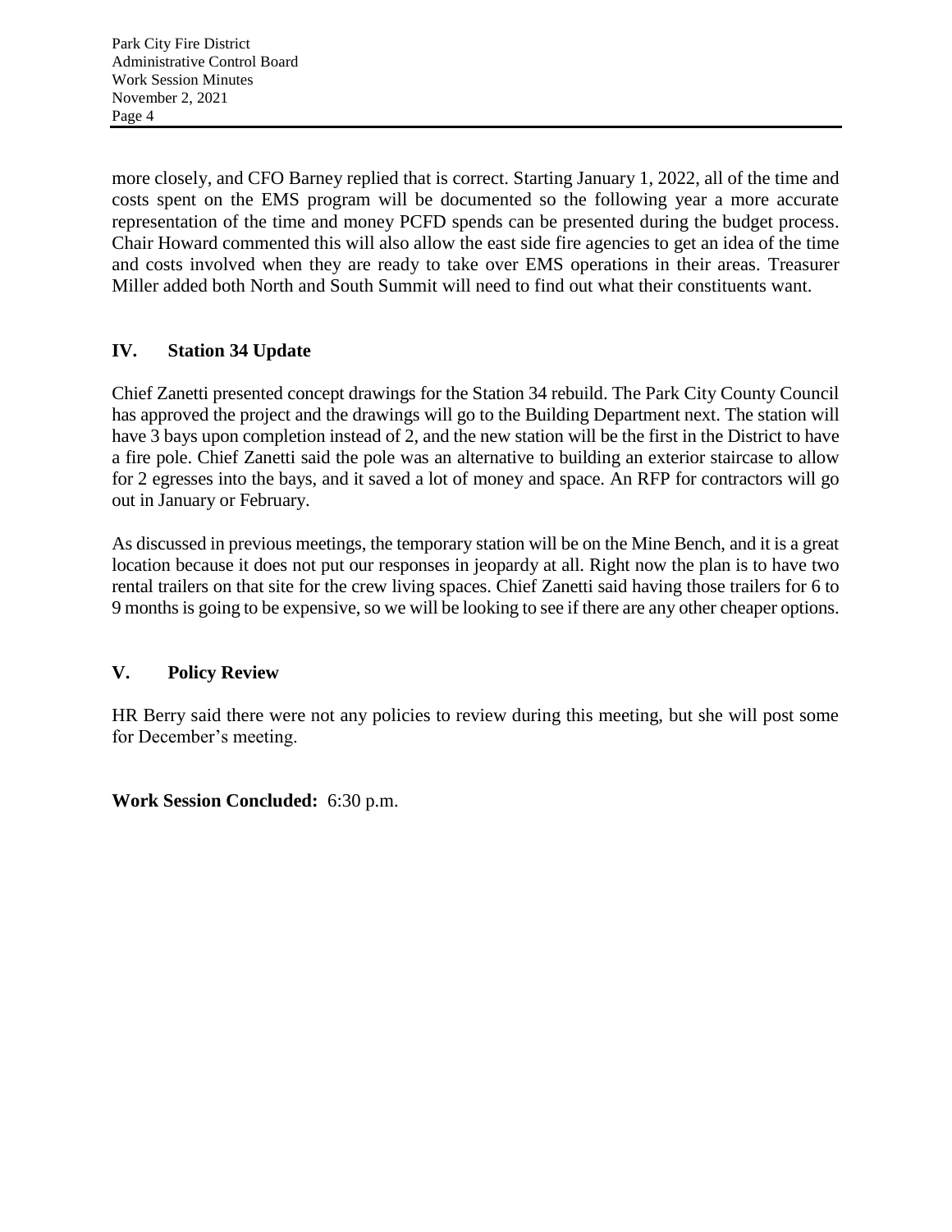more closely, and CFO Barney replied that is correct. Starting January 1, 2022, all of the time and costs spent on the EMS program will be documented so the following year a more accurate representation of the time and money PCFD spends can be presented during the budget process. Chair Howard commented this will also allow the east side fire agencies to get an idea of the time and costs involved when they are ready to take over EMS operations in their areas. Treasurer Miller added both North and South Summit will need to find out what their constituents want.

## IV. Station 34 Update

Chief Zanetti presented concept drawings for the Station 34 rebuild. The Park City County Council has approved the project and the drawings will go to the Building Department next. The station will have 3 bays upon completion instead of 2, and the new station will be the first in the District to have a fire pole. Chief Zanetti said the pole was an alternative to building an exterior staircase to allow for 2 egresses into the bays, and it saved a lot of money and space. An RFP for contractors will go out in January or February.

As discussed in previous meetings, the temporary station will be on the Mine Bench, and it is a great location because it does not put our responses in jeopardy at all. Right now the plan is to have two rental trailers on that site for the crew living spaces. Chief Zanetti said having those trailers for 6 to 9 months is going to be expensive, so we will be looking to see if there are any other cheaper options.

## V. Policy Review

HR Berry said there were not any policies to review during this meeting, but she will post some for December's meeting.

**Work Session Concluded:** 6:30 p.m.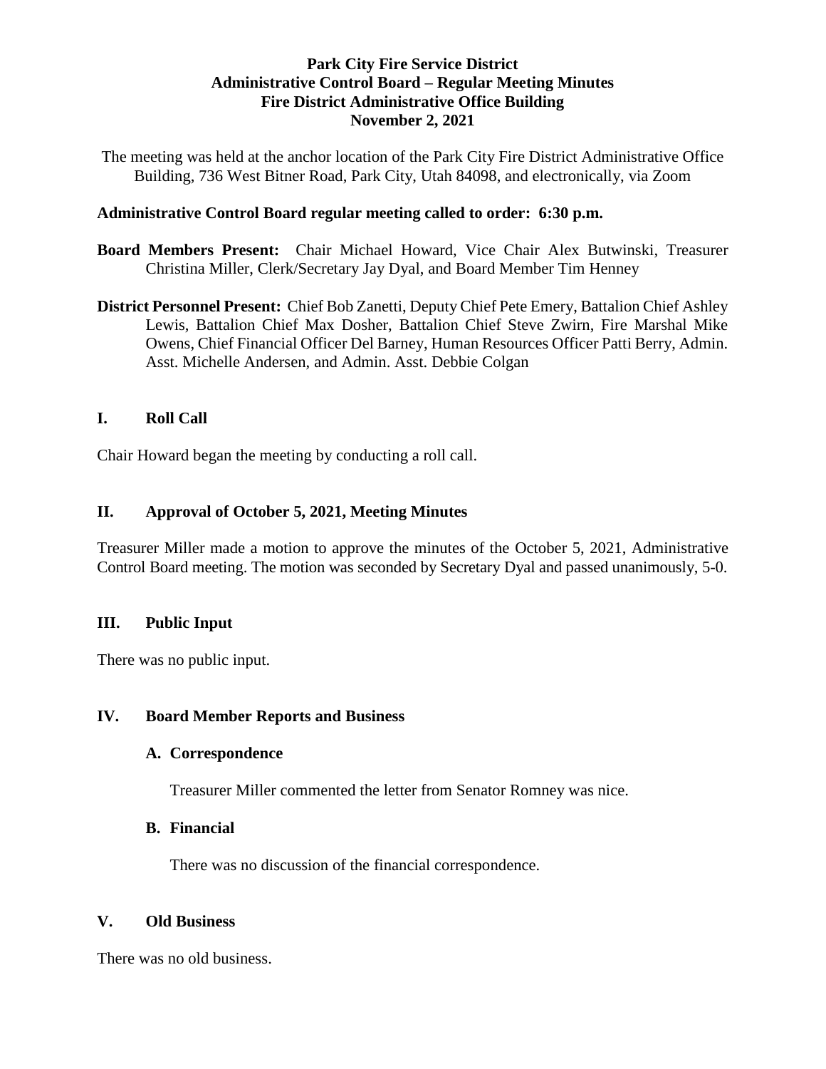**Park City Fire Service District**
**Administrative Control Board – Regular Meeting Minutes**
**Fire District Administrative Office Building**
**November 2, 2021**

The meeting was held at the anchor location of the Park City Fire District Administrative Office Building, 736 West Bitner Road, Park City, Utah 84098, and electronically, via Zoom

**Administrative Control Board regular meeting called to order: 6:30 p.m.**

**Board Members Present:** Chair Michael Howard, Vice Chair Alex Butwinski, Treasurer Christina Miller, Clerk/Secretary Jay Dyal, and Board Member Tim Henney

**District Personnel Present:** Chief Bob Zanetti, Deputy Chief Pete Emery, Battalion Chief Ashley Lewis, Battalion Chief Max Dosher, Battalion Chief Steve Zwirn, Fire Marshal Mike Owens, Chief Financial Officer Del Barney, Human Resources Officer Patti Berry, Admin. Asst. Michelle Andersen, and Admin. Asst. Debbie Colgan

## I. Roll Call

Chair Howard began the meeting by conducting a roll call.

## II. Approval of October 5, 2021, Meeting Minutes

Treasurer Miller made a motion to approve the minutes of the October 5, 2021, Administrative Control Board meeting. The motion was seconded by Secretary Dyal and passed unanimously, 5-0.

## III. Public Input

There was no public input.

## IV. Board Member Reports and Business

### A. Correspondence

Treasurer Miller commented the letter from Senator Romney was nice.

### B. Financial

There was no discussion of the financial correspondence.

## V. Old Business

There was no old business.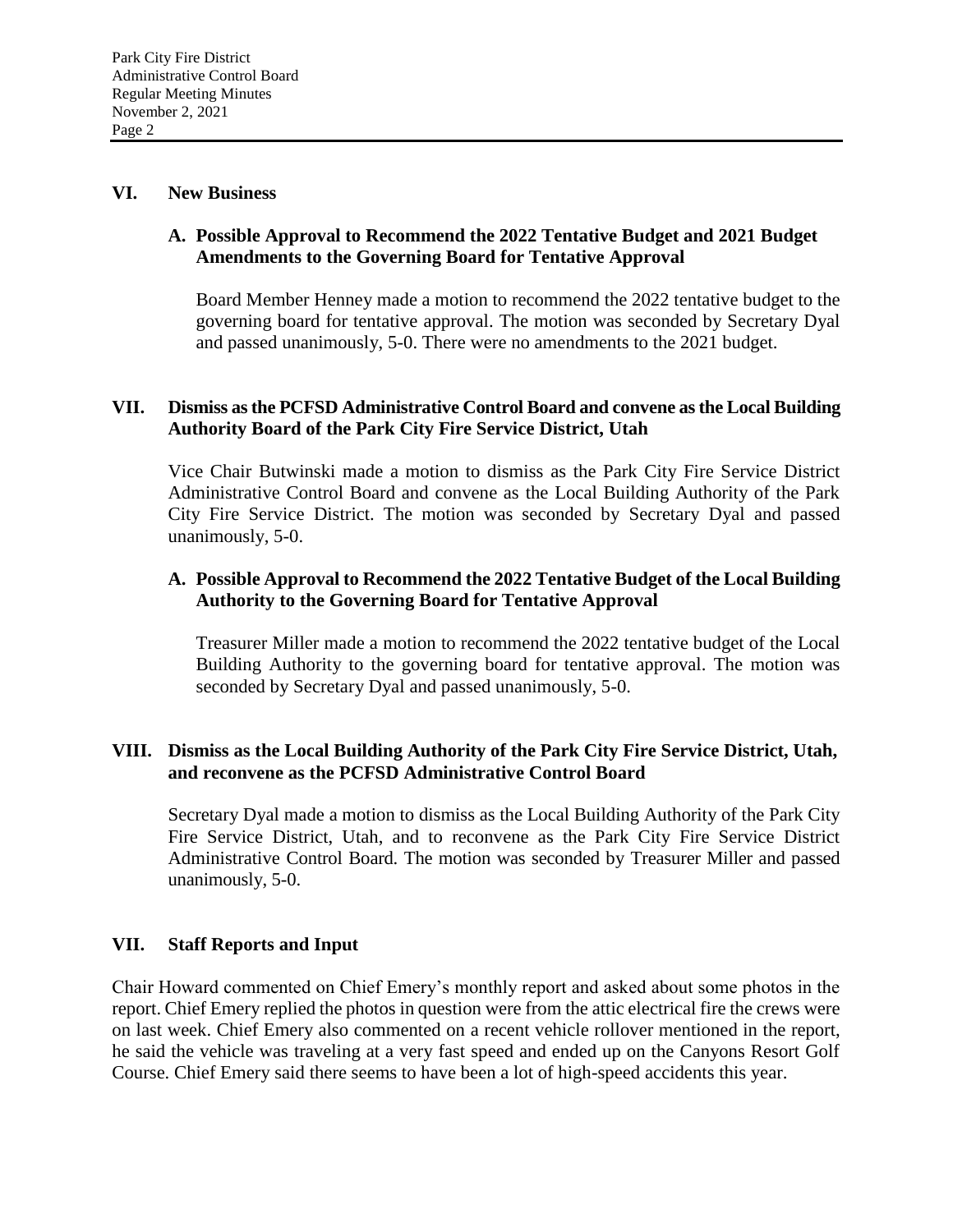## VI. New Business

### A. Possible Approval to Recommend the 2022 Tentative Budget and 2021 Budget Amendments to the Governing Board for Tentative Approval

Board Member Henney made a motion to recommend the 2022 tentative budget to the governing board for tentative approval. The motion was seconded by Secretary Dyal and passed unanimously, 5-0. There were no amendments to the 2021 budget.

## VII. Dismiss as the PCFSD Administrative Control Board and convene as the Local Building Authority Board of the Park City Fire Service District, Utah

Vice Chair Butwinski made a motion to dismiss as the Park City Fire Service District Administrative Control Board and convene as the Local Building Authority of the Park City Fire Service District. The motion was seconded by Secretary Dyal and passed unanimously, 5-0.

### A. Possible Approval to Recommend the 2022 Tentative Budget of the Local Building Authority to the Governing Board for Tentative Approval

Treasurer Miller made a motion to recommend the 2022 tentative budget of the Local Building Authority to the governing board for tentative approval. The motion was seconded by Secretary Dyal and passed unanimously, 5-0.

## VIII. Dismiss as the Local Building Authority of the Park City Fire Service District, Utah, and reconvene as the PCFSD Administrative Control Board

Secretary Dyal made a motion to dismiss as the Local Building Authority of the Park City Fire Service District, Utah, and to reconvene as the Park City Fire Service District Administrative Control Board. The motion was seconded by Treasurer Miller and passed unanimously, 5-0.

## VII. Staff Reports and Input

Chair Howard commented on Chief Emery's monthly report and asked about some photos in the report. Chief Emery replied the photos in question were from the attic electrical fire the crews were on last week. Chief Emery also commented on a recent vehicle rollover mentioned in the report, he said the vehicle was traveling at a very fast speed and ended up on the Canyons Resort Golf Course. Chief Emery said there seems to have been a lot of high-speed accidents this year.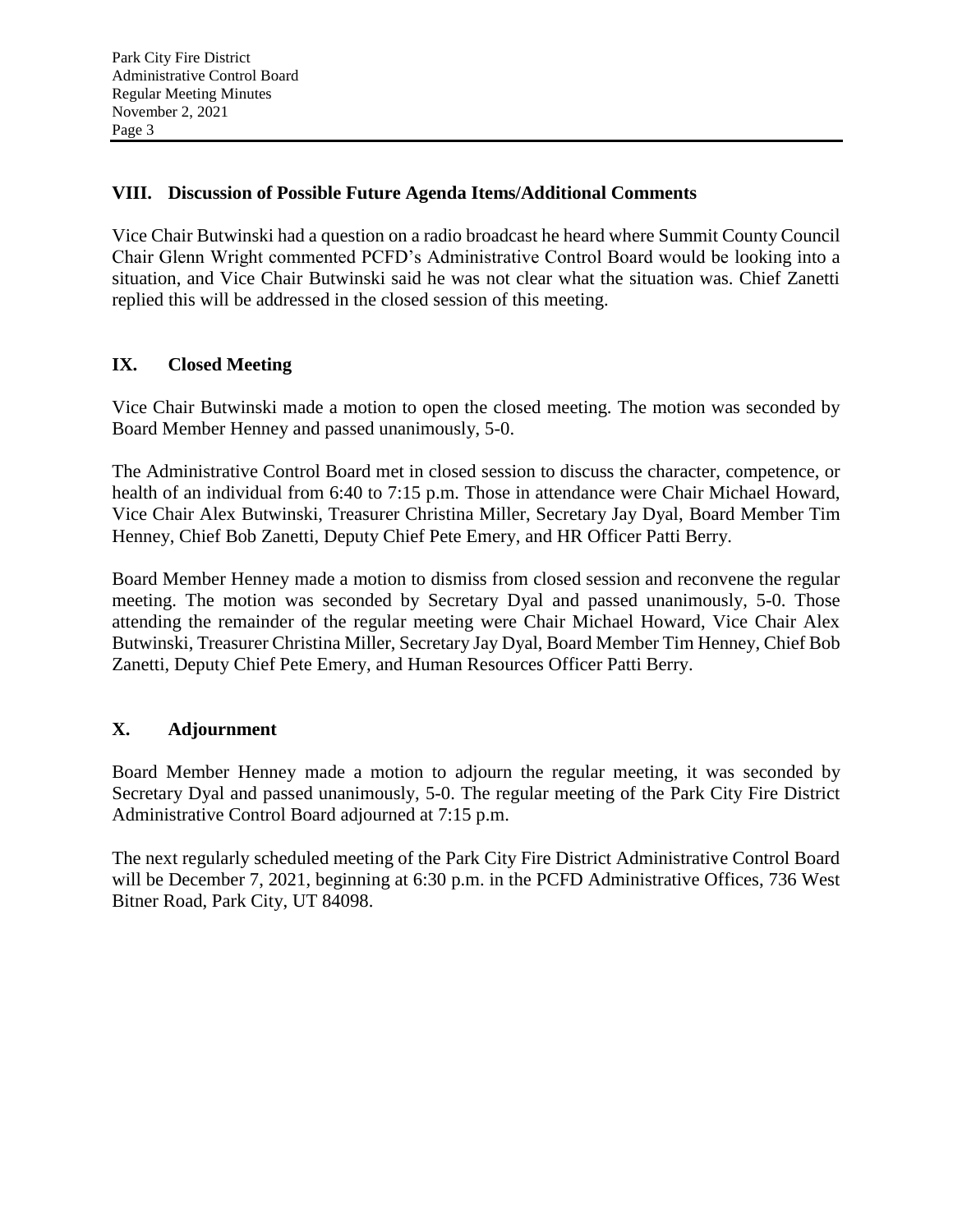## VIII. Discussion of Possible Future Agenda Items/Additional Comments

Vice Chair Butwinski had a question on a radio broadcast he heard where Summit County Council Chair Glenn Wright commented PCFD's Administrative Control Board would be looking into a situation, and Vice Chair Butwinski said he was not clear what the situation was. Chief Zanetti replied this will be addressed in the closed session of this meeting.

## IX. Closed Meeting

Vice Chair Butwinski made a motion to open the closed meeting. The motion was seconded by Board Member Henney and passed unanimously, 5-0.

The Administrative Control Board met in closed session to discuss the character, competence, or health of an individual from 6:40 to 7:15 p.m. Those in attendance were Chair Michael Howard, Vice Chair Alex Butwinski, Treasurer Christina Miller, Secretary Jay Dyal, Board Member Tim Henney, Chief Bob Zanetti, Deputy Chief Pete Emery, and HR Officer Patti Berry.

Board Member Henney made a motion to dismiss from closed session and reconvene the regular meeting. The motion was seconded by Secretary Dyal and passed unanimously, 5-0. Those attending the remainder of the regular meeting were Chair Michael Howard, Vice Chair Alex Butwinski, Treasurer Christina Miller, Secretary Jay Dyal, Board Member Tim Henney, Chief Bob Zanetti, Deputy Chief Pete Emery, and Human Resources Officer Patti Berry.

## X. Adjournment

Board Member Henney made a motion to adjourn the regular meeting, it was seconded by Secretary Dyal and passed unanimously, 5-0. The regular meeting of the Park City Fire District Administrative Control Board adjourned at 7:15 p.m.

The next regularly scheduled meeting of the Park City Fire District Administrative Control Board will be December 7, 2021, beginning at 6:30 p.m. in the PCFD Administrative Offices, 736 West Bitner Road, Park City, UT 84098.